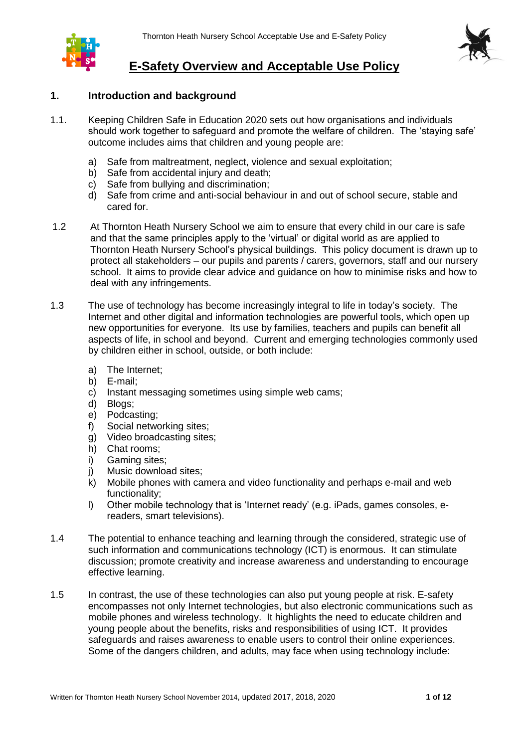# E-Safety Overview and Acceptable Use Policy

## 1. Introduction and background

1.1. Keeping Children Safe in Education 2020 sets out how organisations and individuals should work together to safeguard and promote the welfare of children. The 'staying safe' outcome includes aims that children and young people are:

a) Safe from maltreatment, neglect, violence and sexual exploitation;
b) Safe from accidental injury and death;
c) Safe from bullying and discrimination;
d) Safe from crime and anti-social behaviour in and out of school secure, stable and cared for.

1.2 At Thornton Heath Nursery School we aim to ensure that every child in our care is safe and that the same principles apply to the 'virtual' or digital world as are applied to Thornton Heath Nursery School's physical buildings. This policy document is drawn up to protect all stakeholders – our pupils and parents / carers, governors, staff and our nursery school. It aims to provide clear advice and guidance on how to minimise risks and how to deal with any infringements.

1.3 The use of technology has become increasingly integral to life in today's society. The Internet and other digital and information technologies are powerful tools, which open up new opportunities for everyone. Its use by families, teachers and pupils can benefit all aspects of life, in school and beyond. Current and emerging technologies commonly used by children either in school, outside, or both include:

a) The Internet;
b) E-mail;
c) Instant messaging sometimes using simple web cams;
d) Blogs;
e) Podcasting;
f) Social networking sites;
g) Video broadcasting sites;
h) Chat rooms;
i) Gaming sites;
j) Music download sites;
k) Mobile phones with camera and video functionality and perhaps e-mail and web functionality;
l) Other mobile technology that is 'Internet ready' (e.g. iPads, games consoles, e-readers, smart televisions).

1.4 The potential to enhance teaching and learning through the considered, strategic use of such information and communications technology (ICT) is enormous. It can stimulate discussion; promote creativity and increase awareness and understanding to encourage effective learning.

1.5 In contrast, the use of these technologies can also put young people at risk. E-safety encompasses not only Internet technologies, but also electronic communications such as mobile phones and wireless technology. It highlights the need to educate children and young people about the benefits, risks and responsibilities of using ICT. It provides safeguards and raises awareness to enable users to control their online experiences. Some of the dangers children, and adults, may face when using technology include: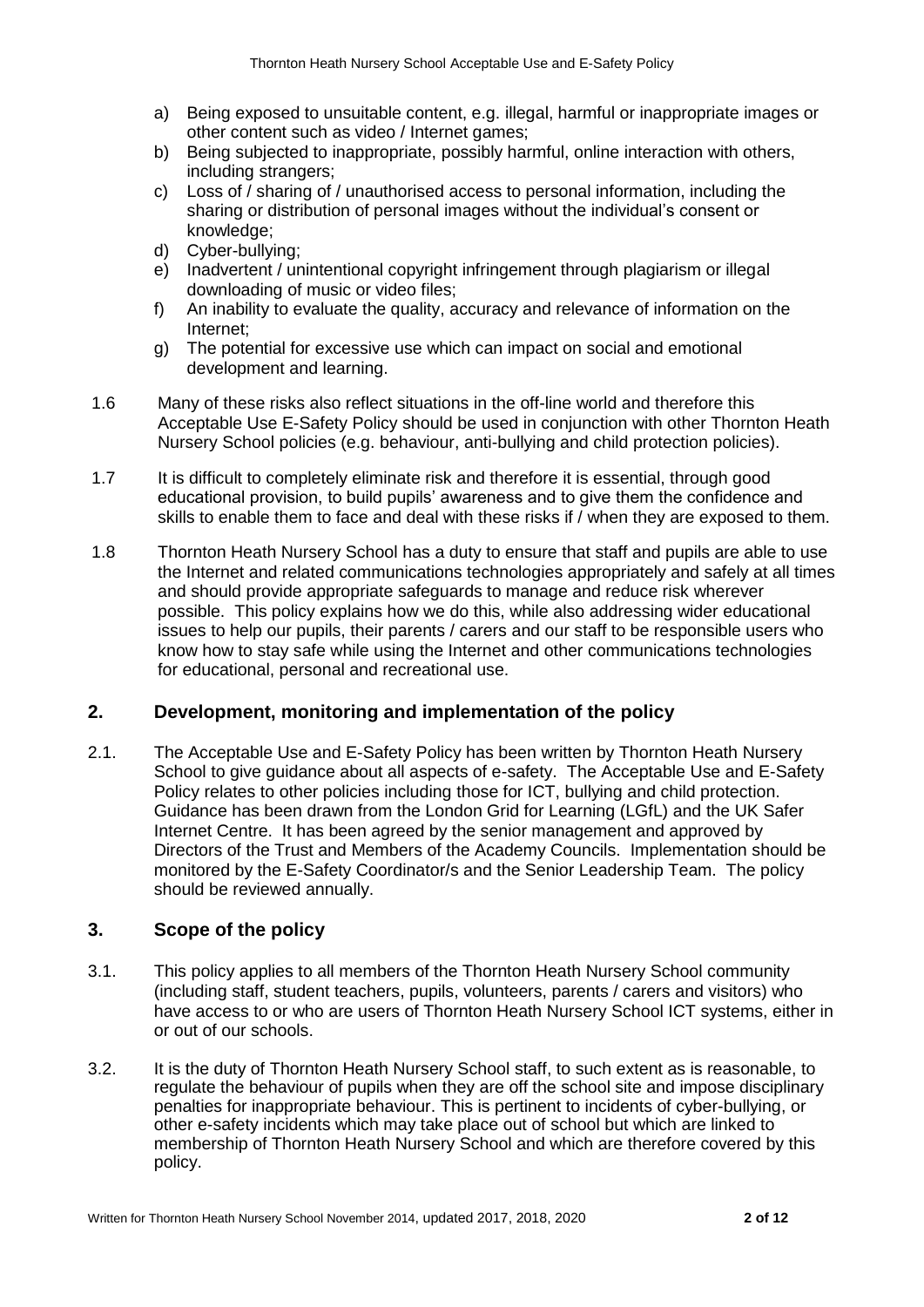a) Being exposed to unsuitable content, e.g. illegal, harmful or inappropriate images or other content such as video / Internet games;
b) Being subjected to inappropriate, possibly harmful, online interaction with others, including strangers;
c) Loss of / sharing of / unauthorised access to personal information, including the sharing or distribution of personal images without the individual's consent or knowledge;
d) Cyber-bullying;
e) Inadvertent / unintentional copyright infringement through plagiarism or illegal downloading of music or video files;
f) An inability to evaluate the quality, accuracy and relevance of information on the Internet;
g) The potential for excessive use which can impact on social and emotional development and learning.

1.6 Many of these risks also reflect situations in the off-line world and therefore this Acceptable Use E-Safety Policy should be used in conjunction with other Thornton Heath Nursery School policies (e.g. behaviour, anti-bullying and child protection policies).

1.7 It is difficult to completely eliminate risk and therefore it is essential, through good educational provision, to build pupils' awareness and to give them the confidence and skills to enable them to face and deal with these risks if / when they are exposed to them.

1.8 Thornton Heath Nursery School has a duty to ensure that staff and pupils are able to use the Internet and related communications technologies appropriately and safely at all times and should provide appropriate safeguards to manage and reduce risk wherever possible. This policy explains how we do this, while also addressing wider educational issues to help our pupils, their parents / carers and our staff to be responsible users who know how to stay safe while using the Internet and other communications technologies for educational, personal and recreational use.

## 2. Development, monitoring and implementation of the policy

2.1. The Acceptable Use and E-Safety Policy has been written by Thornton Heath Nursery School to give guidance about all aspects of e-safety. The Acceptable Use and E-Safety Policy relates to other policies including those for ICT, bullying and child protection. Guidance has been drawn from the London Grid for Learning (LGfL) and the UK Safer Internet Centre. It has been agreed by the senior management and approved by Directors of the Trust and Members of the Academy Councils. Implementation should be monitored by the E-Safety Coordinator/s and the Senior Leadership Team. The policy should be reviewed annually.

## 3. Scope of the policy

3.1. This policy applies to all members of the Thornton Heath Nursery School community (including staff, student teachers, pupils, volunteers, parents / carers and visitors) who have access to or who are users of Thornton Heath Nursery School ICT systems, either in or out of our schools.

3.2. It is the duty of Thornton Heath Nursery School staff, to such extent as is reasonable, to regulate the behaviour of pupils when they are off the school site and impose disciplinary penalties for inappropriate behaviour. This is pertinent to incidents of cyber-bullying, or other e-safety incidents which may take place out of school but which are linked to membership of Thornton Heath Nursery School and which are therefore covered by this policy.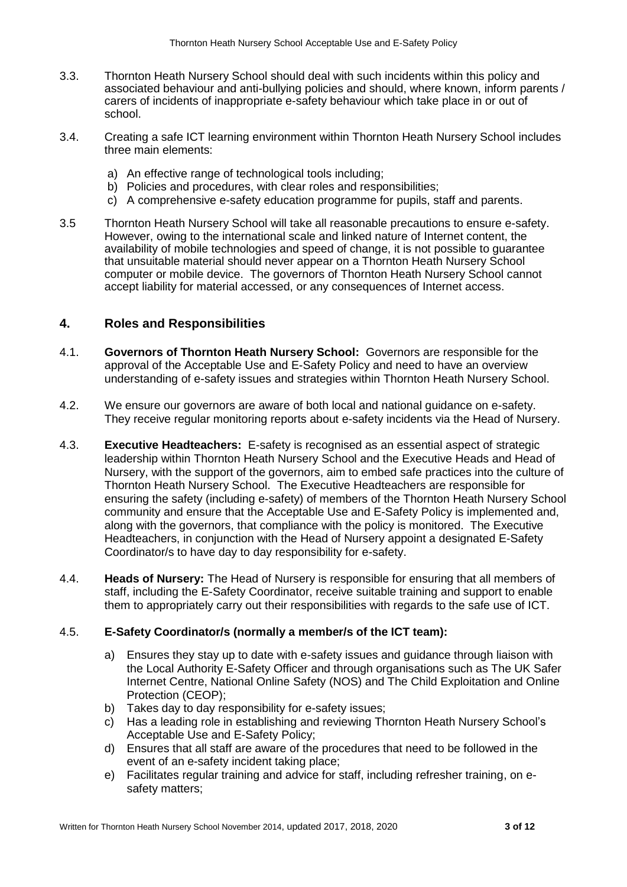3.3. Thornton Heath Nursery School should deal with such incidents within this policy and associated behaviour and anti-bullying policies and should, where known, inform parents / carers of incidents of inappropriate e-safety behaviour which take place in or out of school.

3.4. Creating a safe ICT learning environment within Thornton Heath Nursery School includes three main elements:

a) An effective range of technological tools including;
b) Policies and procedures, with clear roles and responsibilities;
c) A comprehensive e-safety education programme for pupils, staff and parents.

3.5 Thornton Heath Nursery School will take all reasonable precautions to ensure e-safety. However, owing to the international scale and linked nature of Internet content, the availability of mobile technologies and speed of change, it is not possible to guarantee that unsuitable material should never appear on a Thornton Heath Nursery School computer or mobile device. The governors of Thornton Heath Nursery School cannot accept liability for material accessed, or any consequences of Internet access.

## 4. Roles and Responsibilities

4.1. **Governors of Thornton Heath Nursery School:** Governors are responsible for the approval of the Acceptable Use and E-Safety Policy and need to have an overview understanding of e-safety issues and strategies within Thornton Heath Nursery School.

4.2. We ensure our governors are aware of both local and national guidance on e-safety. They receive regular monitoring reports about e-safety incidents via the Head of Nursery.

4.3. **Executive Headteachers:** E-safety is recognised as an essential aspect of strategic leadership within Thornton Heath Nursery School and the Executive Heads and Head of Nursery, with the support of the governors, aim to embed safe practices into the culture of Thornton Heath Nursery School. The Executive Headteachers are responsible for ensuring the safety (including e-safety) of members of the Thornton Heath Nursery School community and ensure that the Acceptable Use and E-Safety Policy is implemented and, along with the governors, that compliance with the policy is monitored. The Executive Headteachers, in conjunction with the Head of Nursery appoint a designated E-Safety Coordinator/s to have day to day responsibility for e-safety.

4.4. **Heads of Nursery:** The Head of Nursery is responsible for ensuring that all members of staff, including the E-Safety Coordinator, receive suitable training and support to enable them to appropriately carry out their responsibilities with regards to the safe use of ICT.

4.5. **E-Safety Coordinator/s (normally a member/s of the ICT team):**

a) Ensures they stay up to date with e-safety issues and guidance through liaison with the Local Authority E-Safety Officer and through organisations such as The UK Safer Internet Centre, National Online Safety (NOS) and The Child Exploitation and Online Protection (CEOP);
b) Takes day to day responsibility for e-safety issues;
c) Has a leading role in establishing and reviewing Thornton Heath Nursery School's Acceptable Use and E-Safety Policy;
d) Ensures that all staff are aware of the procedures that need to be followed in the event of an e-safety incident taking place;
e) Facilitates regular training and advice for staff, including refresher training, on e-safety matters;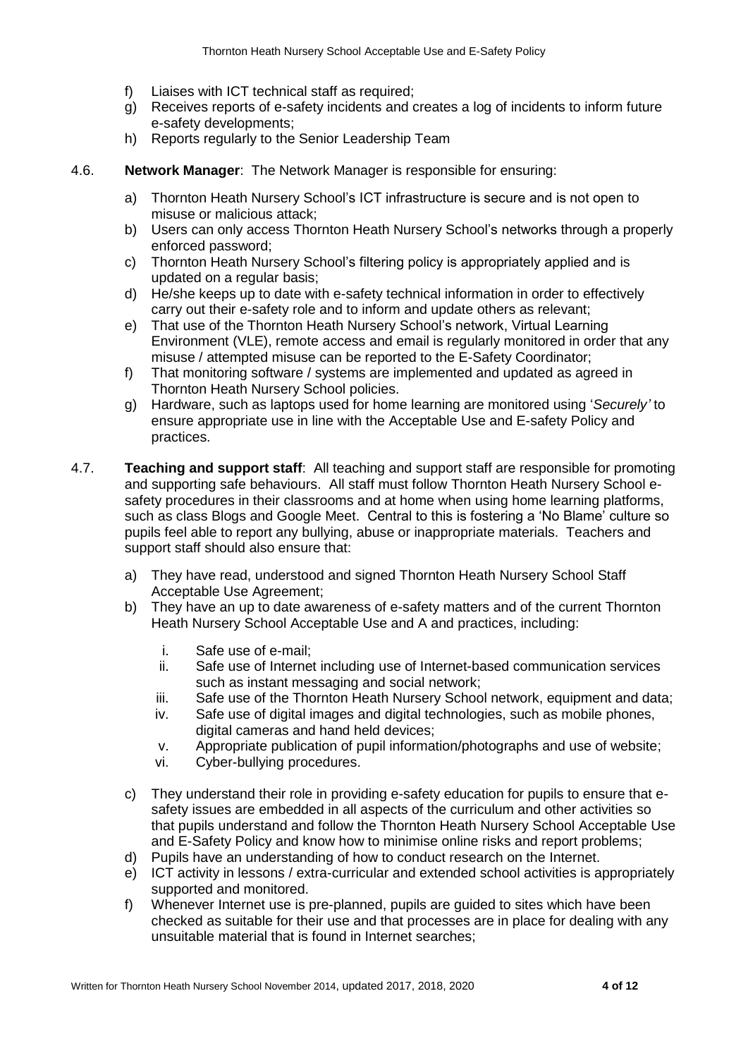f) Liaises with ICT technical staff as required;
g) Receives reports of e-safety incidents and creates a log of incidents to inform future e-safety developments;
h) Reports regularly to the Senior Leadership Team

4.6. **Network Manager**: The Network Manager is responsible for ensuring:

a) Thornton Heath Nursery School's ICT infrastructure is secure and is not open to misuse or malicious attack;
b) Users can only access Thornton Heath Nursery School's networks through a properly enforced password;
c) Thornton Heath Nursery School's filtering policy is appropriately applied and is updated on a regular basis;
d) He/she keeps up to date with e-safety technical information in order to effectively carry out their e-safety role and to inform and update others as relevant;
e) That use of the Thornton Heath Nursery School's network, Virtual Learning Environment (VLE), remote access and email is regularly monitored in order that any misuse / attempted misuse can be reported to the E-Safety Coordinator;
f) That monitoring software / systems are implemented and updated as agreed in Thornton Heath Nursery School policies.
g) Hardware, such as laptops used for home learning are monitored using '*Securely'* to ensure appropriate use in line with the Acceptable Use and E-safety Policy and practices.

4.7. **Teaching and support staff**: All teaching and support staff are responsible for promoting and supporting safe behaviours. All staff must follow Thornton Heath Nursery School e-safety procedures in their classrooms and at home when using home learning platforms, such as class Blogs and Google Meet. Central to this is fostering a 'No Blame' culture so pupils feel able to report any bullying, abuse or inappropriate materials. Teachers and support staff should also ensure that:

a) They have read, understood and signed Thornton Heath Nursery School Staff Acceptable Use Agreement;
b) They have an up to date awareness of e-safety matters and of the current Thornton Heath Nursery School Acceptable Use and A and practices, including:
   i. Safe use of e-mail;
   ii. Safe use of Internet including use of Internet-based communication services such as instant messaging and social network;
   iii. Safe use of the Thornton Heath Nursery School network, equipment and data;
   iv. Safe use of digital images and digital technologies, such as mobile phones, digital cameras and hand held devices;
   v. Appropriate publication of pupil information/photographs and use of website;
   vi. Cyber-bullying procedures.
c) They understand their role in providing e-safety education for pupils to ensure that e-safety issues are embedded in all aspects of the curriculum and other activities so that pupils understand and follow the Thornton Heath Nursery School Acceptable Use and E-Safety Policy and know how to minimise online risks and report problems;
d) Pupils have an understanding of how to conduct research on the Internet.
e) ICT activity in lessons / extra-curricular and extended school activities is appropriately supported and monitored.
f) Whenever Internet use is pre-planned, pupils are guided to sites which have been checked as suitable for their use and that processes are in place for dealing with any unsuitable material that is found in Internet searches;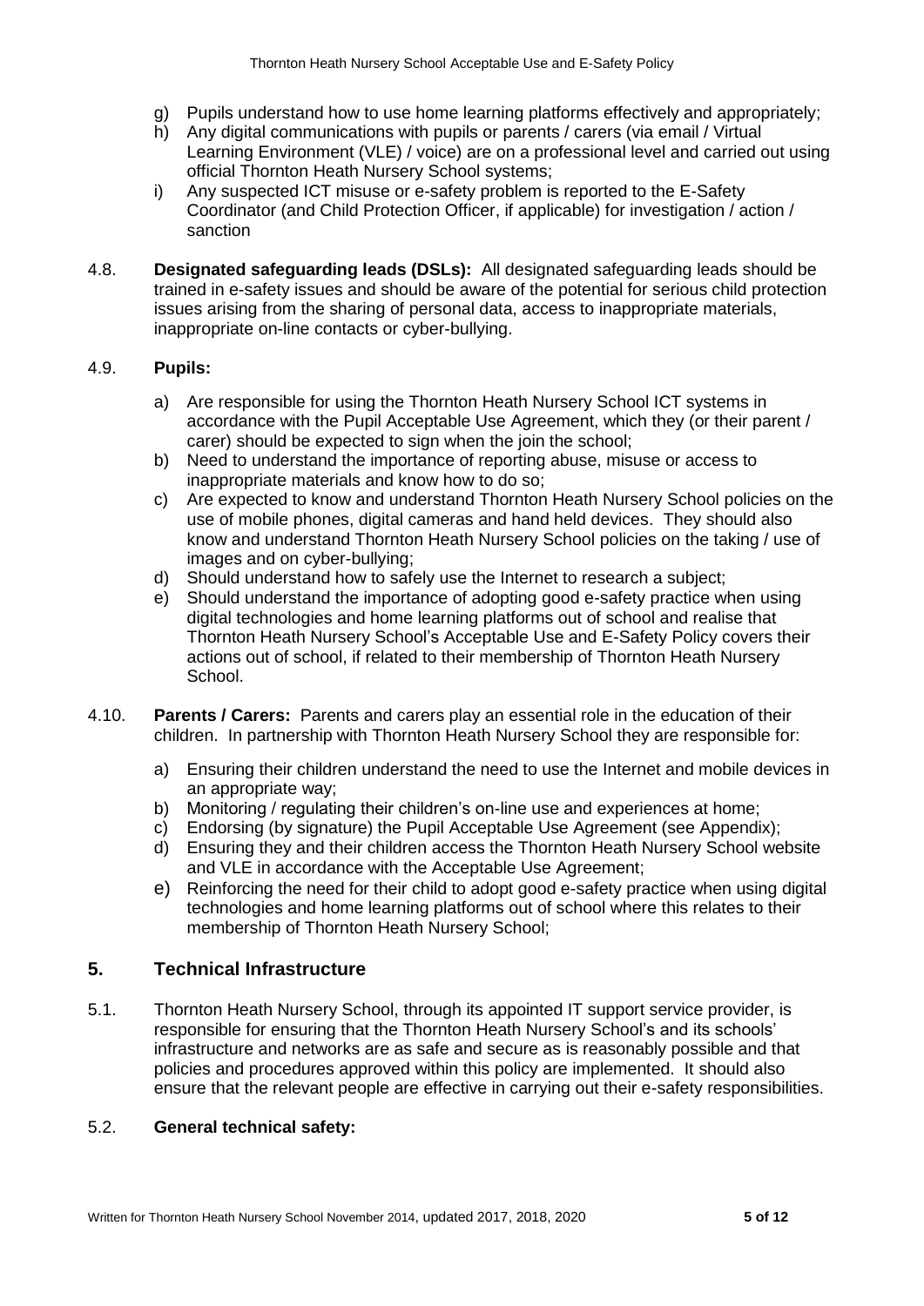g) Pupils understand how to use home learning platforms effectively and appropriately;
h) Any digital communications with pupils or parents / carers (via email / Virtual Learning Environment (VLE) / voice) are on a professional level and carried out using official Thornton Heath Nursery School systems;
i) Any suspected ICT misuse or e-safety problem is reported to the E-Safety Coordinator (and Child Protection Officer, if applicable) for investigation / action / sanction

4.8. **Designated safeguarding leads (DSLs):** All designated safeguarding leads should be trained in e-safety issues and should be aware of the potential for serious child protection issues arising from the sharing of personal data, access to inappropriate materials, inappropriate on-line contacts or cyber-bullying.

4.9. **Pupils:**

a) Are responsible for using the Thornton Heath Nursery School ICT systems in accordance with the Pupil Acceptable Use Agreement, which they (or their parent / carer) should be expected to sign when the join the school;
b) Need to understand the importance of reporting abuse, misuse or access to inappropriate materials and know how to do so;
c) Are expected to know and understand Thornton Heath Nursery School policies on the use of mobile phones, digital cameras and hand held devices. They should also know and understand Thornton Heath Nursery School policies on the taking / use of images and on cyber-bullying;
d) Should understand how to safely use the Internet to research a subject;
e) Should understand the importance of adopting good e-safety practice when using digital technologies and home learning platforms out of school and realise that Thornton Heath Nursery School's Acceptable Use and E-Safety Policy covers their actions out of school, if related to their membership of Thornton Heath Nursery School.

4.10. **Parents / Carers:** Parents and carers play an essential role in the education of their children. In partnership with Thornton Heath Nursery School they are responsible for:

a) Ensuring their children understand the need to use the Internet and mobile devices in an appropriate way;
b) Monitoring / regulating their children's on-line use and experiences at home;
c) Endorsing (by signature) the Pupil Acceptable Use Agreement (see Appendix);
d) Ensuring they and their children access the Thornton Heath Nursery School website and VLE in accordance with the Acceptable Use Agreement;
e) Reinforcing the need for their child to adopt good e-safety practice when using digital technologies and home learning platforms out of school where this relates to their membership of Thornton Heath Nursery School;

## 5. Technical Infrastructure

5.1. Thornton Heath Nursery School, through its appointed IT support service provider, is responsible for ensuring that the Thornton Heath Nursery School's and its schools' infrastructure and networks are as safe and secure as is reasonably possible and that policies and procedures approved within this policy are implemented. It should also ensure that the relevant people are effective in carrying out their e-safety responsibilities.

5.2. **General technical safety:**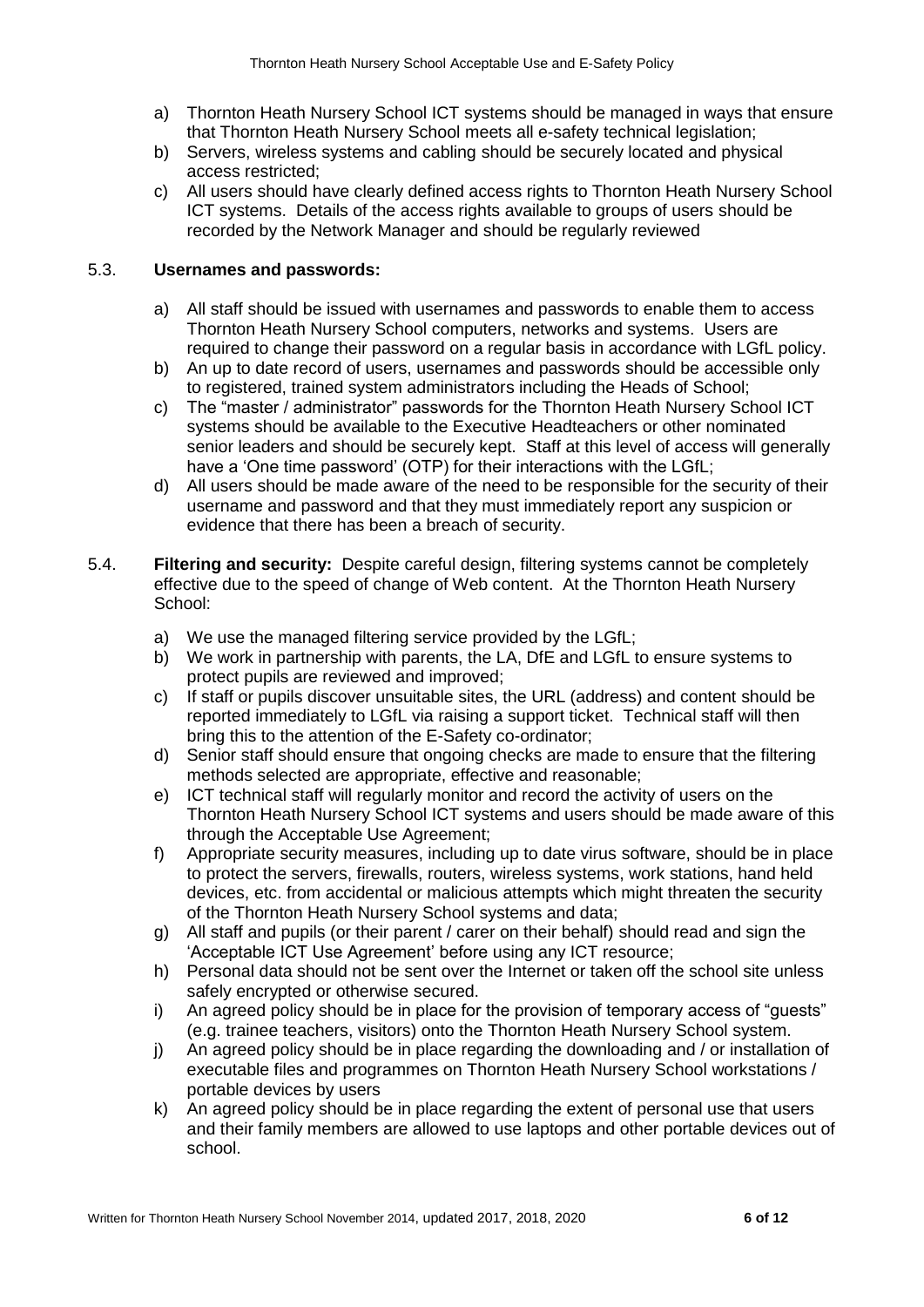a) Thornton Heath Nursery School ICT systems should be managed in ways that ensure that Thornton Heath Nursery School meets all e-safety technical legislation;
b) Servers, wireless systems and cabling should be securely located and physical access restricted;
c) All users should have clearly defined access rights to Thornton Heath Nursery School ICT systems. Details of the access rights available to groups of users should be recorded by the Network Manager and should be regularly reviewed

5.3. **Usernames and passwords:**

a) All staff should be issued with usernames and passwords to enable them to access Thornton Heath Nursery School computers, networks and systems. Users are required to change their password on a regular basis in accordance with LGfL policy.
b) An up to date record of users, usernames and passwords should be accessible only to registered, trained system administrators including the Heads of School;
c) The "master / administrator" passwords for the Thornton Heath Nursery School ICT systems should be available to the Executive Headteachers or other nominated senior leaders and should be securely kept. Staff at this level of access will generally have a 'One time password' (OTP) for their interactions with the LGfL;
d) All users should be made aware of the need to be responsible for the security of their username and password and that they must immediately report any suspicion or evidence that there has been a breach of security.

5.4. **Filtering and security:** Despite careful design, filtering systems cannot be completely effective due to the speed of change of Web content. At the Thornton Heath Nursery School:

a) We use the managed filtering service provided by the LGfL;
b) We work in partnership with parents, the LA, DfE and LGfL to ensure systems to protect pupils are reviewed and improved;
c) If staff or pupils discover unsuitable sites, the URL (address) and content should be reported immediately to LGfL via raising a support ticket. Technical staff will then bring this to the attention of the E-Safety co-ordinator;
d) Senior staff should ensure that ongoing checks are made to ensure that the filtering methods selected are appropriate, effective and reasonable;
e) ICT technical staff will regularly monitor and record the activity of users on the Thornton Heath Nursery School ICT systems and users should be made aware of this through the Acceptable Use Agreement;
f) Appropriate security measures, including up to date virus software, should be in place to protect the servers, firewalls, routers, wireless systems, work stations, hand held devices, etc. from accidental or malicious attempts which might threaten the security of the Thornton Heath Nursery School systems and data;
g) All staff and pupils (or their parent / carer on their behalf) should read and sign the 'Acceptable ICT Use Agreement' before using any ICT resource;
h) Personal data should not be sent over the Internet or taken off the school site unless safely encrypted or otherwise secured.
i) An agreed policy should be in place for the provision of temporary access of "guests" (e.g. trainee teachers, visitors) onto the Thornton Heath Nursery School system.
j) An agreed policy should be in place regarding the downloading and / or installation of executable files and programmes on Thornton Heath Nursery School workstations / portable devices by users
k) An agreed policy should be in place regarding the extent of personal use that users and their family members are allowed to use laptops and other portable devices out of school.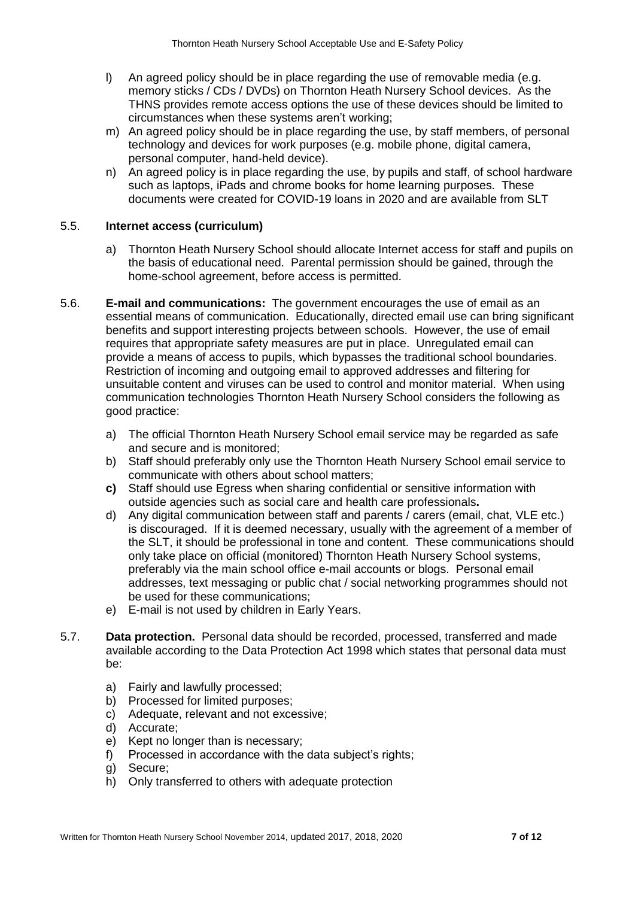l) An agreed policy should be in place regarding the use of removable media (e.g. memory sticks / CDs / DVDs) on Thornton Heath Nursery School devices. As the THNS provides remote access options the use of these devices should be limited to circumstances when these systems aren't working;

m) An agreed policy should be in place regarding the use, by staff members, of personal technology and devices for work purposes (e.g. mobile phone, digital camera, personal computer, hand-held device).

n) An agreed policy is in place regarding the use, by pupils and staff, of school hardware such as laptops, iPads and chrome books for home learning purposes. These documents were created for COVID-19 loans in 2020 and are available from SLT

### 5.5. Internet access (curriculum)

a) Thornton Heath Nursery School should allocate Internet access for staff and pupils on the basis of educational need. Parental permission should be gained, through the home-school agreement, before access is permitted.

### 5.6. E-mail and communications:

The government encourages the use of email as an essential means of communication. Educationally, directed email use can bring significant benefits and support interesting projects between schools. However, the use of email requires that appropriate safety measures are put in place. Unregulated email can provide a means of access to pupils, which bypasses the traditional school boundaries. Restriction of incoming and outgoing email to approved addresses and filtering for unsuitable content and viruses can be used to control and monitor material. When using communication technologies Thornton Heath Nursery School considers the following as good practice:

a) The official Thornton Heath Nursery School email service may be regarded as safe and secure and is monitored;

b) Staff should preferably only use the Thornton Heath Nursery School email service to communicate with others about school matters;

**c)** Staff should use Egress when sharing confidential or sensitive information with outside agencies such as social care and health care professionals**.**

d) Any digital communication between staff and parents / carers (email, chat, VLE etc.) is discouraged. If it is deemed necessary, usually with the agreement of a member of the SLT, it should be professional in tone and content. These communications should only take place on official (monitored) Thornton Heath Nursery School systems, preferably via the main school office e-mail accounts or blogs. Personal email addresses, text messaging or public chat / social networking programmes should not be used for these communications;

e) E-mail is not used by children in Early Years.

### 5.7. Data protection.

Personal data should be recorded, processed, transferred and made available according to the Data Protection Act 1998 which states that personal data must be:

a) Fairly and lawfully processed;
b) Processed for limited purposes;
c) Adequate, relevant and not excessive;
d) Accurate;
e) Kept no longer than is necessary;
f) Processed in accordance with the data subject's rights;
g) Secure;
h) Only transferred to others with adequate protection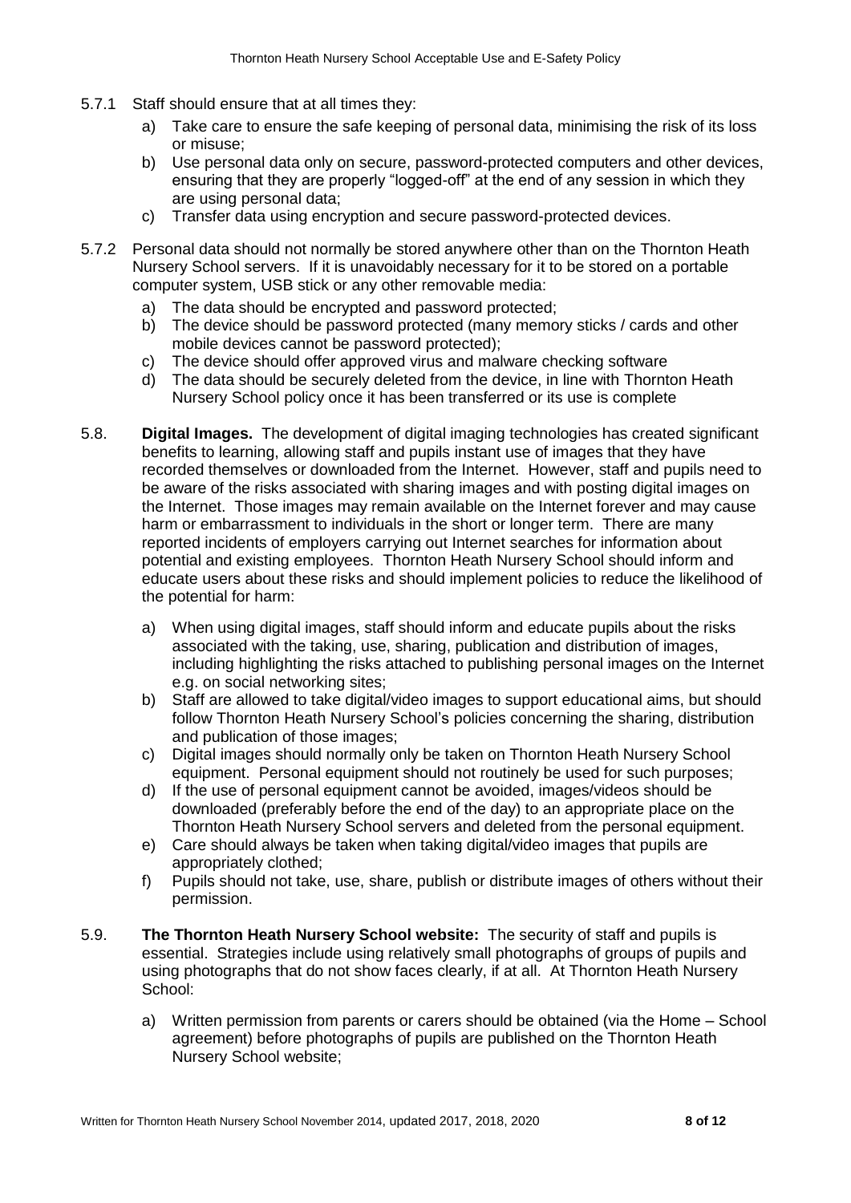5.7.1 Staff should ensure that at all times they:

a) Take care to ensure the safe keeping of personal data, minimising the risk of its loss or misuse;
b) Use personal data only on secure, password-protected computers and other devices, ensuring that they are properly "logged-off" at the end of any session in which they are using personal data;
c) Transfer data using encryption and secure password-protected devices.

5.7.2 Personal data should not normally be stored anywhere other than on the Thornton Heath Nursery School servers. If it is unavoidably necessary for it to be stored on a portable computer system, USB stick or any other removable media:

a) The data should be encrypted and password protected;
b) The device should be password protected (many memory sticks / cards and other mobile devices cannot be password protected);
c) The device should offer approved virus and malware checking software
d) The data should be securely deleted from the device, in line with Thornton Heath Nursery School policy once it has been transferred or its use is complete

5.8. **Digital Images.** The development of digital imaging technologies has created significant benefits to learning, allowing staff and pupils instant use of images that they have recorded themselves or downloaded from the Internet. However, staff and pupils need to be aware of the risks associated with sharing images and with posting digital images on the Internet. Those images may remain available on the Internet forever and may cause harm or embarrassment to individuals in the short or longer term. There are many reported incidents of employers carrying out Internet searches for information about potential and existing employees. Thornton Heath Nursery School should inform and educate users about these risks and should implement policies to reduce the likelihood of the potential for harm:

a) When using digital images, staff should inform and educate pupils about the risks associated with the taking, use, sharing, publication and distribution of images, including highlighting the risks attached to publishing personal images on the Internet e.g. on social networking sites;
b) Staff are allowed to take digital/video images to support educational aims, but should follow Thornton Heath Nursery School's policies concerning the sharing, distribution and publication of those images;
c) Digital images should normally only be taken on Thornton Heath Nursery School equipment. Personal equipment should not routinely be used for such purposes;
d) If the use of personal equipment cannot be avoided, images/videos should be downloaded (preferably before the end of the day) to an appropriate place on the Thornton Heath Nursery School servers and deleted from the personal equipment.
e) Care should always be taken when taking digital/video images that pupils are appropriately clothed;
f) Pupils should not take, use, share, publish or distribute images of others without their permission.

5.9. **The Thornton Heath Nursery School website:** The security of staff and pupils is essential. Strategies include using relatively small photographs of groups of pupils and using photographs that do not show faces clearly, if at all. At Thornton Heath Nursery School:

a) Written permission from parents or carers should be obtained (via the Home – School agreement) before photographs of pupils are published on the Thornton Heath Nursery School website;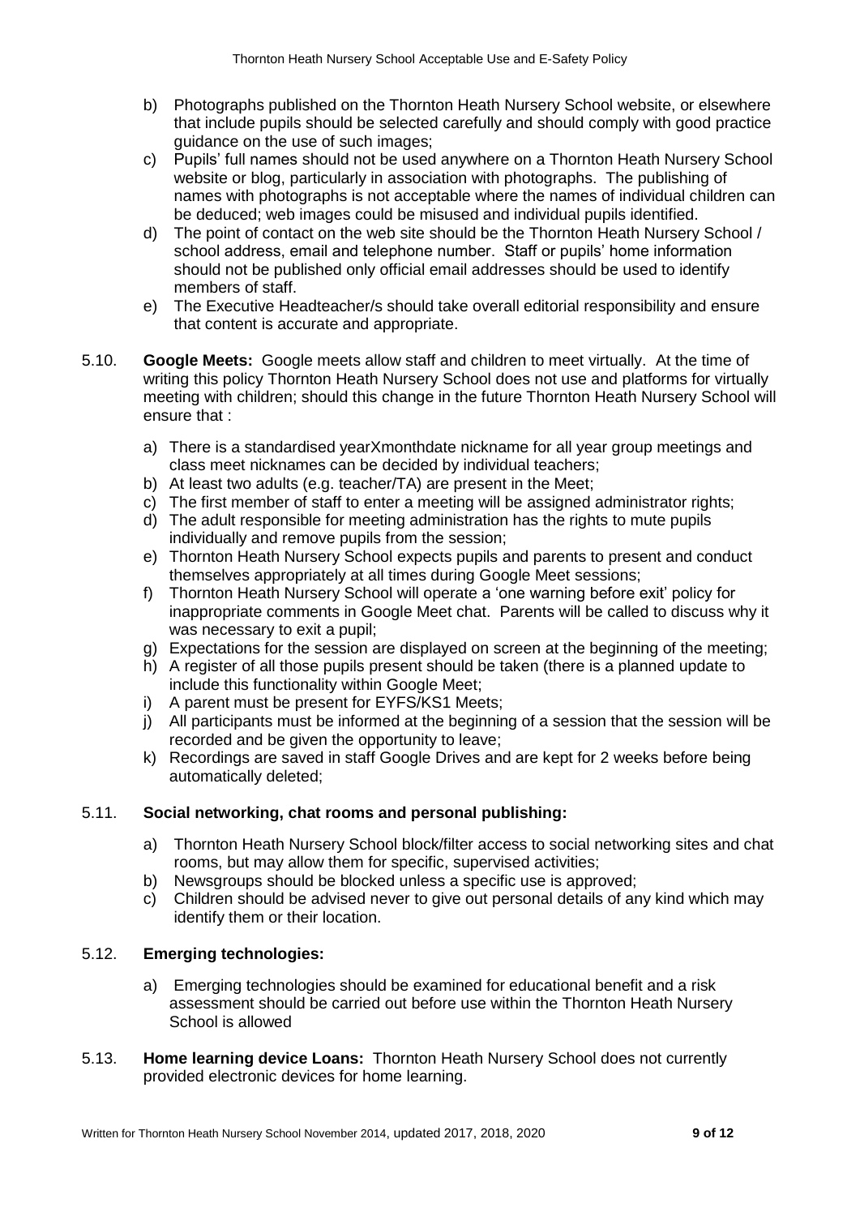b) Photographs published on the Thornton Heath Nursery School website, or elsewhere that include pupils should be selected carefully and should comply with good practice guidance on the use of such images;
c) Pupils' full names should not be used anywhere on a Thornton Heath Nursery School website or blog, particularly in association with photographs. The publishing of names with photographs is not acceptable where the names of individual children can be deduced; web images could be misused and individual pupils identified.
d) The point of contact on the web site should be the Thornton Heath Nursery School / school address, email and telephone number. Staff or pupils' home information should not be published only official email addresses should be used to identify members of staff.
e) The Executive Headteacher/s should take overall editorial responsibility and ensure that content is accurate and appropriate.

5.10. **Google Meets:** Google meets allow staff and children to meet virtually. At the time of writing this policy Thornton Heath Nursery School does not use and platforms for virtually meeting with children; should this change in the future Thornton Heath Nursery School will ensure that :

a) There is a standardised yearXmonthdate nickname for all year group meetings and class meet nicknames can be decided by individual teachers;
b) At least two adults (e.g. teacher/TA) are present in the Meet;
c) The first member of staff to enter a meeting will be assigned administrator rights;
d) The adult responsible for meeting administration has the rights to mute pupils individually and remove pupils from the session;
e) Thornton Heath Nursery School expects pupils and parents to present and conduct themselves appropriately at all times during Google Meet sessions;
f) Thornton Heath Nursery School will operate a 'one warning before exit' policy for inappropriate comments in Google Meet chat. Parents will be called to discuss why it was necessary to exit a pupil;
g) Expectations for the session are displayed on screen at the beginning of the meeting;
h) A register of all those pupils present should be taken (there is a planned update to include this functionality within Google Meet;
i) A parent must be present for EYFS/KS1 Meets;
j) All participants must be informed at the beginning of a session that the session will be recorded and be given the opportunity to leave;
k) Recordings are saved in staff Google Drives and are kept for 2 weeks before being automatically deleted;

5.11. **Social networking, chat rooms and personal publishing:**

a) Thornton Heath Nursery School block/filter access to social networking sites and chat rooms, but may allow them for specific, supervised activities;
b) Newsgroups should be blocked unless a specific use is approved;
c) Children should be advised never to give out personal details of any kind which may identify them or their location.

5.12. **Emerging technologies:**

a) Emerging technologies should be examined for educational benefit and a risk assessment should be carried out before use within the Thornton Heath Nursery School is allowed

5.13. **Home learning device Loans:** Thornton Heath Nursery School does not currently provided electronic devices for home learning.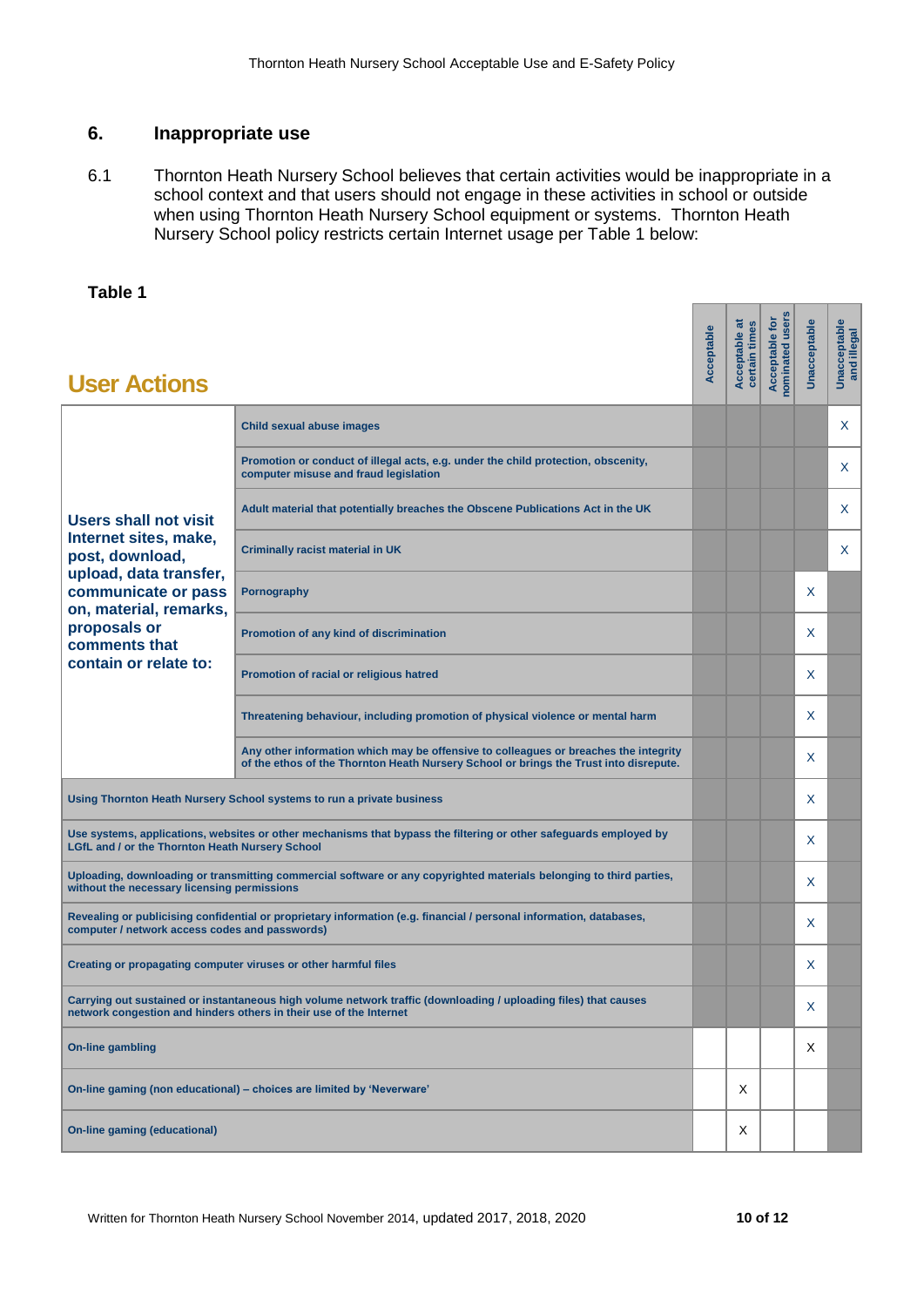## 6. Inappropriate use

6.1 Thornton Heath Nursery School believes that certain activities would be inappropriate in a school context and that users should not engage in these activities in school or outside when using Thornton Heath Nursery School equipment or systems. Thornton Heath Nursery School policy restricts certain Internet usage per Table 1 below:

**Table 1**

| User Actions | | Acceptable | Acceptable at certain times | Acceptable for nominated users | Unacceptable | Unacceptable and illegal |
|---|---|---|---|---|---|---|
| Users shall not visit Internet sites, make, post, download, upload, data transfer, communicate or pass on, material, remarks, proposals or comments that contain or relate to: | Child sexual abuse images | | | | | X |
| | Promotion or conduct of illegal acts, e.g. under the child protection, obscenity, computer misuse and fraud legislation | | | | | X |
| | Adult material that potentially breaches the Obscene Publications Act in the UK | | | | | X |
| | Criminally racist material in UK | | | | | X |
| | Pornography | | | | X | |
| | Promotion of any kind of discrimination | | | | X | |
| | Promotion of racial or religious hatred | | | | X | |
| | Threatening behaviour, including promotion of physical violence or mental harm | | | | X | |
| | Any other information which may be offensive to colleagues or breaches the integrity of the ethos of the Thornton Heath Nursery School or brings the Trust into disrepute. | | | | X | |
| Using Thornton Heath Nursery School systems to run a private business | | | | | X | |
| Use systems, applications, websites or other mechanisms that bypass the filtering or other safeguards employed by LGfL and / or the Thornton Heath Nursery School | | | | | X | |
| Uploading, downloading or transmitting commercial software or any copyrighted materials belonging to third parties, without the necessary licensing permissions | | | | | X | |
| Revealing or publicising confidential or proprietary information (e.g. financial / personal information, databases, computer / network access codes and passwords) | | | | | X | |
| Creating or propagating computer viruses or other harmful files | | | | | X | |
| Carrying out sustained or instantaneous high volume network traffic (downloading / uploading files) that causes network congestion and hinders others in their use of the Internet | | | | | X | |
| On-line gambling | | | | | X | |
| On-line gaming (non educational) – choices are limited by 'Neverware' | | | X | | | |
| On-line gaming (educational) | | | X | | | |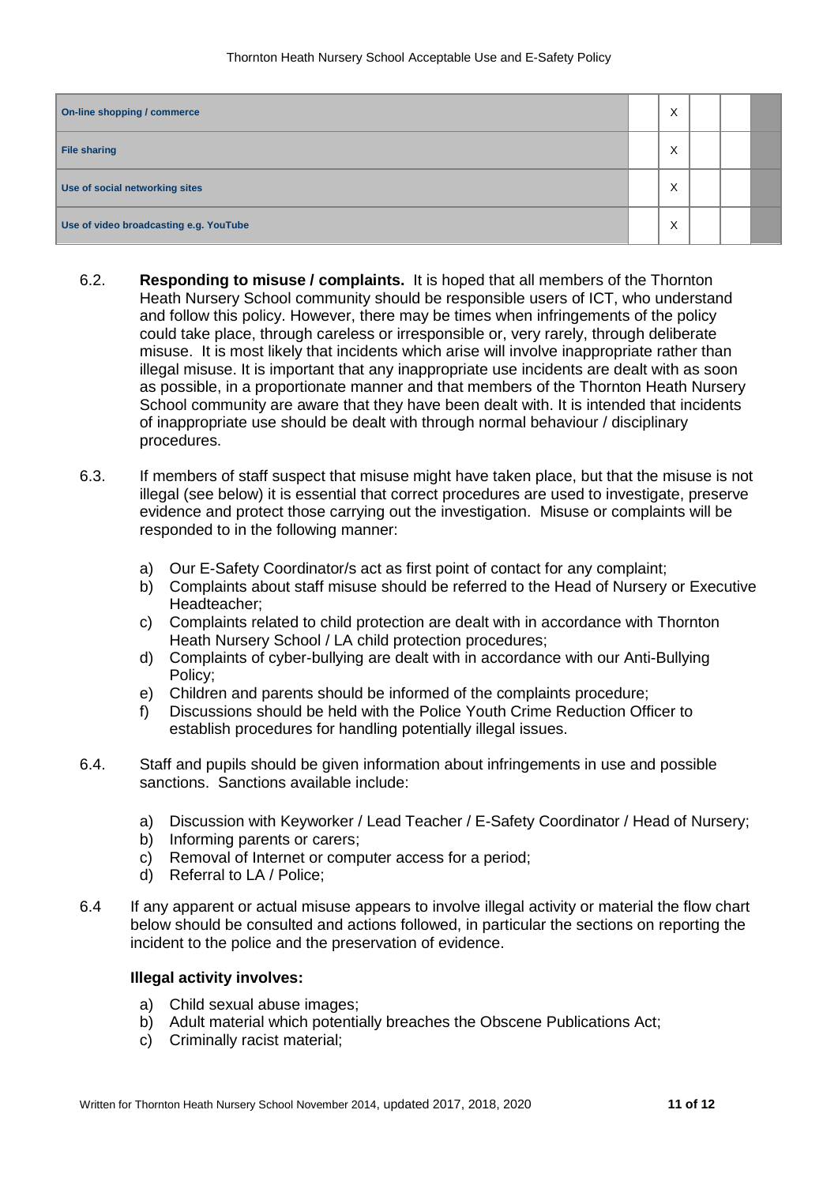| | | | | | |
|---|---|---|---|---|---|
| **On-line shopping / commerce** | | X | | | |
| **File sharing** | | X | | | |
| **Use of social networking sites** | | X | | | |
| **Use of video broadcasting e.g. YouTube** | | X | | | |

6.2. **Responding to misuse / complaints.** It is hoped that all members of the Thornton Heath Nursery School community should be responsible users of ICT, who understand and follow this policy. However, there may be times when infringements of the policy could take place, through careless or irresponsible or, very rarely, through deliberate misuse. It is most likely that incidents which arise will involve inappropriate rather than illegal misuse. It is important that any inappropriate use incidents are dealt with as soon as possible, in a proportionate manner and that members of the Thornton Heath Nursery School community are aware that they have been dealt with. It is intended that incidents of inappropriate use should be dealt with through normal behaviour / disciplinary procedures.

6.3. If members of staff suspect that misuse might have taken place, but that the misuse is not illegal (see below) it is essential that correct procedures are used to investigate, preserve evidence and protect those carrying out the investigation. Misuse or complaints will be responded to in the following manner:

a) Our E-Safety Coordinator/s act as first point of contact for any complaint;
b) Complaints about staff misuse should be referred to the Head of Nursery or Executive Headteacher;
c) Complaints related to child protection are dealt with in accordance with Thornton Heath Nursery School / LA child protection procedures;
d) Complaints of cyber-bullying are dealt with in accordance with our Anti-Bullying Policy;
e) Children and parents should be informed of the complaints procedure;
f) Discussions should be held with the Police Youth Crime Reduction Officer to establish procedures for handling potentially illegal issues.

6.4. Staff and pupils should be given information about infringements in use and possible sanctions. Sanctions available include:

a) Discussion with Keyworker / Lead Teacher / E-Safety Coordinator / Head of Nursery;
b) Informing parents or carers;
c) Removal of Internet or computer access for a period;
d) Referral to LA / Police;

6.4 If any apparent or actual misuse appears to involve illegal activity or material the flow chart below should be consulted and actions followed, in particular the sections on reporting the incident to the police and the preservation of evidence.

**Illegal activity involves:**

a) Child sexual abuse images;
b) Adult material which potentially breaches the Obscene Publications Act;
c) Criminally racist material;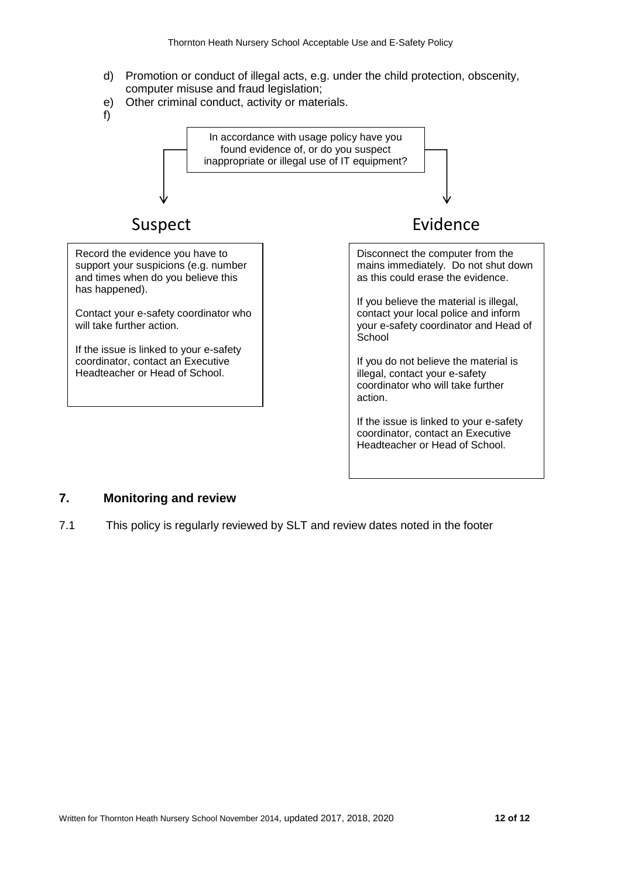d) Promotion or conduct of illegal acts, e.g. under the child protection, obscenity, computer misuse and fraud legislation;
e) Other criminal conduct, activity or materials.
f)

In accordance with usage policy have you found evidence of, or do you suspect inappropriate or illegal use of IT equipment?

**Suspect**

Record the evidence you have to support your suspicions (e.g. number and times when do you believe this has happened).

Contact your e-safety coordinator who will take further action.

If the issue is linked to your e-safety coordinator, contact an Executive Headteacher or Head of School.

**Evidence**

Disconnect the computer from the mains immediately. Do not shut down as this could erase the evidence.

If you believe the material is illegal, contact your local police and inform your e-safety coordinator and Head of School

If you do not believe the material is illegal, contact your e-safety coordinator who will take further action.

If the issue is linked to your e-safety coordinator, contact an Executive Headteacher or Head of School.

## 7. Monitoring and review

7.1 This policy is regularly reviewed by SLT and review dates noted in the footer